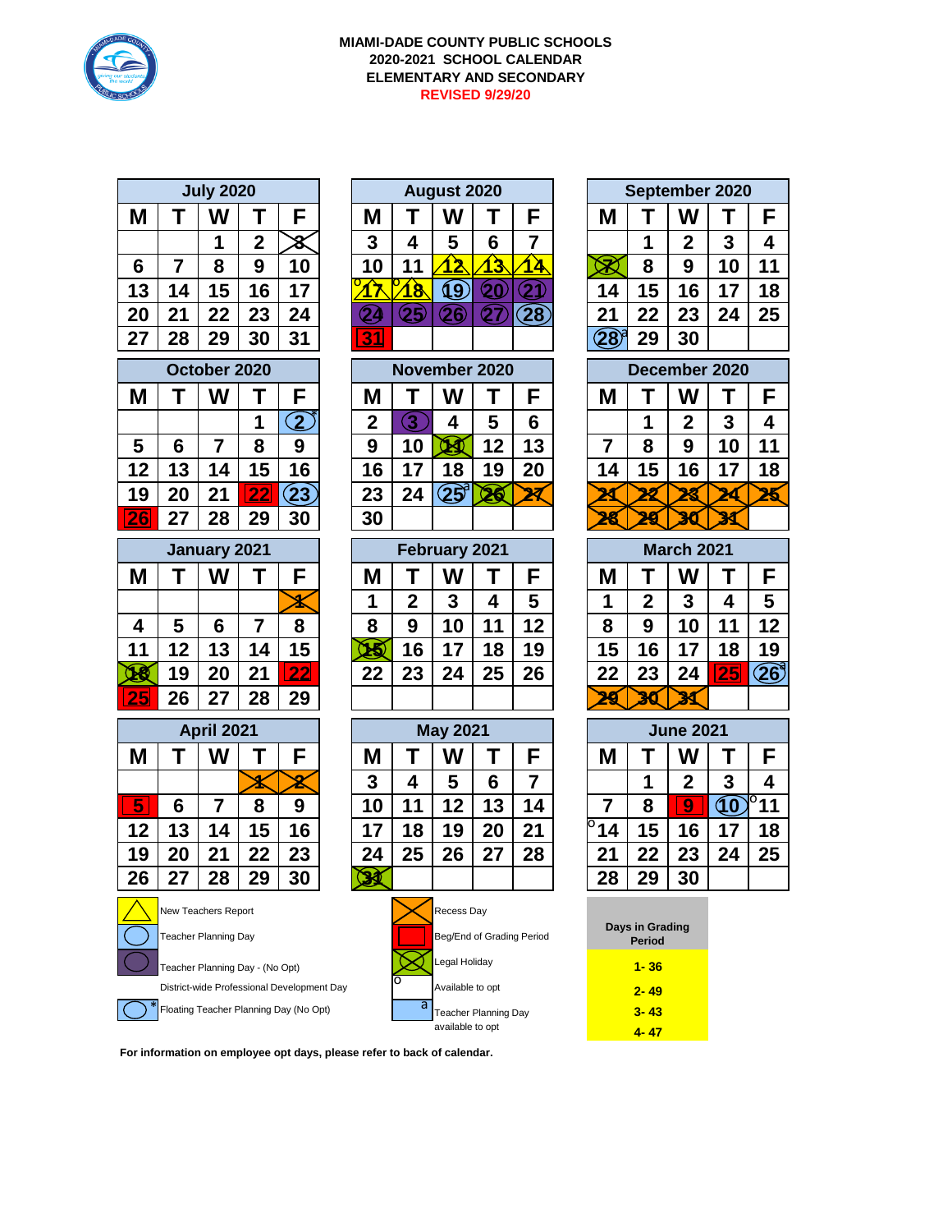**MIAMI-DADE COUNTY PUBLIC SCHOOLS**
**2020-2021 SCHOOL CALENDAR**
**ELEMENTARY AND SECONDARY**
**REVISED 9/29/20**

**July 2020**

| M | T | W | T | F |
|---|---|---|---|---|
| | | 1 | 2 | 3 |
| 6 | 7 | 8 | 9 | 10 |
| 13 | 14 | 15 | 16 | 17 |
| 20 | 21 | 22 | 23 | 24 |
| 27 | 28 | 29 | 30 | 31 |

**August 2020**

| M | T | W | T | F |
|---|---|---|---|---|
| 3 | 4 | 5 | 6 | 7 |
| 10 | 11 | 12 | 13 | 14 |
| o 17 | o 18 | 19 | 20 | 21 |
| 24 | 25 | 26 | 27 | 28 |
| 31 | | | | |

**September 2020**

| M | T | W | T | F |
|---|---|---|---|---|
| | 1 | 2 | 3 | 4 |
| 7 | 8 | 9 | 10 | 11 |
| 14 | 15 | 16 | 17 | 18 |
| 21 | 22 | 23 | 24 | 25 |
| 28 a | 29 | 30 | | |

**October 2020**

| M | T | W | T | F |
|---|---|---|---|---|
| | | | 1 | 2 * |
| 5 | 6 | 7 | 8 | 9 |
| 12 | 13 | 14 | 15 | 16 |
| 19 | 20 | 21 | 22 | 23 |
| 26 | 27 | 28 | 29 | 30 |

**November 2020**

| M | T | W | T | F |
|---|---|---|---|---|
| 2 | 3 | 4 | 5 | 6 |
| 9 | 10 | 11 | 12 | 13 |
| 16 | 17 | 18 | 19 | 20 |
| 23 | 24 | 25 a | 26 | 27 |
| 30 | | | | |

**December 2020**

| M | T | W | T | F |
|---|---|---|---|---|
| | 1 | 2 | 3 | 4 |
| 7 | 8 | 9 | 10 | 11 |
| 14 | 15 | 16 | 17 | 18 |
| 21 | 22 | 23 | 24 | 25 |
| 28 | 29 | 30 | 31 | |

**January 2021**

| M | T | W | T | F |
|---|---|---|---|---|
| | | | | 1 |
| 4 | 5 | 6 | 7 | 8 |
| 11 | 12 | 13 | 14 | 15 |
| 18 | 19 | 20 | 21 | 22 |
| 25 | 26 | 27 | 28 | 29 |

**February 2021**

| M | T | W | T | F |
|---|---|---|---|---|
| 1 | 2 | 3 | 4 | 5 |
| 8 | 9 | 10 | 11 | 12 |
| 15 | 16 | 17 | 18 | 19 |
| 22 | 23 | 24 | 25 | 26 |

**March 2021**

| M | T | W | T | F |
|---|---|---|---|---|
| 1 | 2 | 3 | 4 | 5 |
| 8 | 9 | 10 | 11 | 12 |
| 15 | 16 | 17 | 18 | 19 |
| 22 | 23 | 24 | 25 | 26 a |
| 29 | 30 | 31 | | |

**April 2021**

| M | T | W | T | F |
|---|---|---|---|---|
| | | | 1 | 2 |
| 5 | 6 | 7 | 8 | 9 |
| 12 | 13 | 14 | 15 | 16 |
| 19 | 20 | 21 | 22 | 23 |
| 26 | 27 | 28 | 29 | 30 |

**May 2021**

| M | T | W | T | F |
|---|---|---|---|---|
| 3 | 4 | 5 | 6 | 7 |
| 10 | 11 | 12 | 13 | 14 |
| 17 | 18 | 19 | 20 | 21 |
| 24 | 25 | 26 | 27 | 28 |
| 31 | | | | |

**June 2021**

| M | T | W | T | F |
|---|---|---|---|---|
| | 1 | 2 | 3 | 4 |
| 7 | 8 | 9 | 10 | o 11 |
| o 14 | 15 | 16 | 17 | 18 |
| 21 | 22 | 23 | 24 | 25 |
| 28 | 29 | 30 | | |

**Legend:**

- New Teachers Report
- Teacher Planning Day
- Teacher Planning Day - (No Opt)
- District-wide Professional Development Day
- * Floating Teacher Planning Day (No Opt)
- Recess Day
- Beg/End of Grading Period
- Legal Holiday
- o Available to opt
- a Teacher Planning Day available to opt

| Days in Grading Period |
|---|
| 1- 36 |
| 2- 49 |
| 3- 43 |
| 4- 47 |

**For information on employee opt days, please refer to back of calendar.**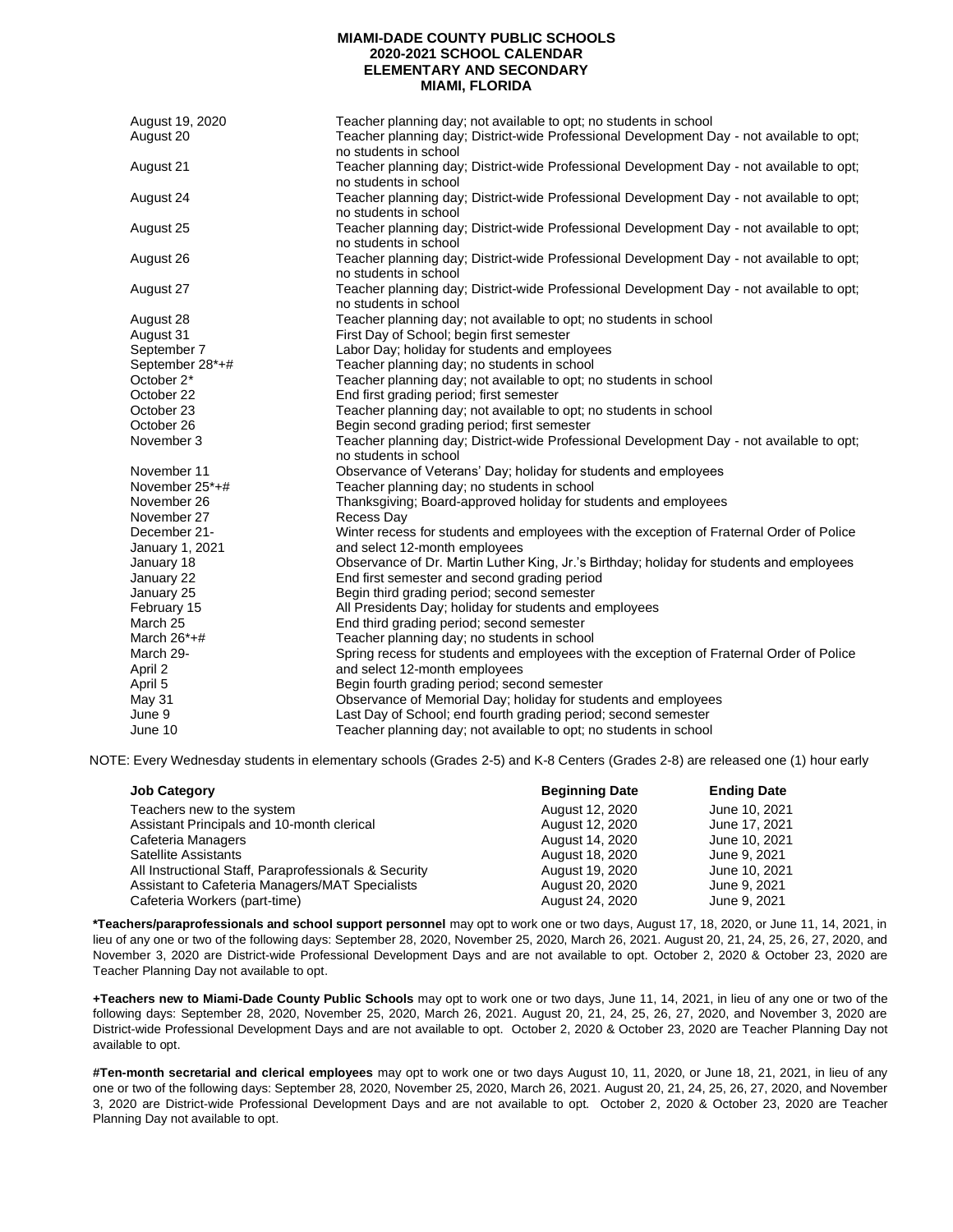**MIAMI-DADE COUNTY PUBLIC SCHOOLS**
**2020-2021 SCHOOL CALENDAR**
**ELEMENTARY AND SECONDARY**
**MIAMI, FLORIDA**

| | |
|---|---|
| August 19, 2020 | Teacher planning day; not available to opt; no students in school |
| August 20 | Teacher planning day; District-wide Professional Development Day - not available to opt; no students in school |
| August 21 | Teacher planning day; District-wide Professional Development Day - not available to opt; no students in school |
| August 24 | Teacher planning day; District-wide Professional Development Day - not available to opt; no students in school |
| August 25 | Teacher planning day; District-wide Professional Development Day - not available to opt; no students in school |
| August 26 | Teacher planning day; District-wide Professional Development Day - not available to opt; no students in school |
| August 27 | Teacher planning day; District-wide Professional Development Day - not available to opt; no students in school |
| August 28 | Teacher planning day; not available to opt; no students in school |
| August 31 | First Day of School; begin first semester |
| September 7 | Labor Day; holiday for students and employees |
| September 28*+# | Teacher planning day; no students in school |
| October 2* | Teacher planning day; not available to opt; no students in school |
| October 22 | End first grading period; first semester |
| October 23 | Teacher planning day; not available to opt; no students in school |
| October 26 | Begin second grading period; first semester |
| November 3 | Teacher planning day; District-wide Professional Development Day - not available to opt; no students in school |
| November 11 | Observance of Veterans' Day; holiday for students and employees |
| November 25*+# | Teacher planning day; no students in school |
| November 26 | Thanksgiving; Board-approved holiday for students and employees |
| November 27 | Recess Day |
| December 21- January 1, 2021 | Winter recess for students and employees with the exception of Fraternal Order of Police and select 12-month employees |
| January 18 | Observance of Dr. Martin Luther King, Jr.'s Birthday; holiday for students and employees |
| January 22 | End first semester and second grading period |
| January 25 | Begin third grading period; second semester |
| February 15 | All Presidents Day; holiday for students and employees |
| March 25 | End third grading period; second semester |
| March 26*+# | Teacher planning day; no students in school |
| March 29- April 2 | Spring recess for students and employees with the exception of Fraternal Order of Police and select 12-month employees |
| April 5 | Begin fourth grading period; second semester |
| May 31 | Observance of Memorial Day; holiday for students and employees |
| June 9 | Last Day of School; end fourth grading period; second semester |
| June 10 | Teacher planning day; not available to opt; no students in school |

NOTE: Every Wednesday students in elementary schools (Grades 2-5) and K-8 Centers (Grades 2-8) are released one (1) hour early

| Job Category | Beginning Date | Ending Date |
|---|---|---|
| Teachers new to the system | August 12, 2020 | June 10, 2021 |
| Assistant Principals and 10-month clerical | August 12, 2020 | June 17, 2021 |
| Cafeteria Managers | August 14, 2020 | June 10, 2021 |
| Satellite Assistants | August 18, 2020 | June 9, 2021 |
| All Instructional Staff, Paraprofessionals & Security | August 19, 2020 | June 10, 2021 |
| Assistant to Cafeteria Managers/MAT Specialists | August 20, 2020 | June 9, 2021 |
| Cafeteria Workers (part-time) | August 24, 2020 | June 9, 2021 |

**\*Teachers/paraprofessionals and school support personnel** may opt to work one or two days, August 17, 18, 2020, or June 11, 14, 2021, in lieu of any one or two of the following days: September 28, 2020, November 25, 2020, March 26, 2021. August 20, 21, 24, 25, 26, 27, 2020, and November 3, 2020 are District-wide Professional Development Days and are not available to opt. October 2, 2020 & October 23, 2020 are Teacher Planning Day not available to opt.

**+Teachers new to Miami-Dade County Public Schools** may opt to work one or two days, June 11, 14, 2021, in lieu of any one or two of the following days: September 28, 2020, November 25, 2020, March 26, 2021. August 20, 21, 24, 25, 26, 27, 2020, and November 3, 2020 are District-wide Professional Development Days and are not available to opt. October 2, 2020 & October 23, 2020 are Teacher Planning Day not available to opt.

**#Ten-month secretarial and clerical employees** may opt to work one or two days August 10, 11, 2020, or June 18, 21, 2021, in lieu of any one or two of the following days: September 28, 2020, November 25, 2020, March 26, 2021. August 20, 21, 24, 25, 26, 27, 2020, and November 3, 2020 are District-wide Professional Development Days and are not available to opt. October 2, 2020 & October 23, 2020 are Teacher Planning Day not available to opt.